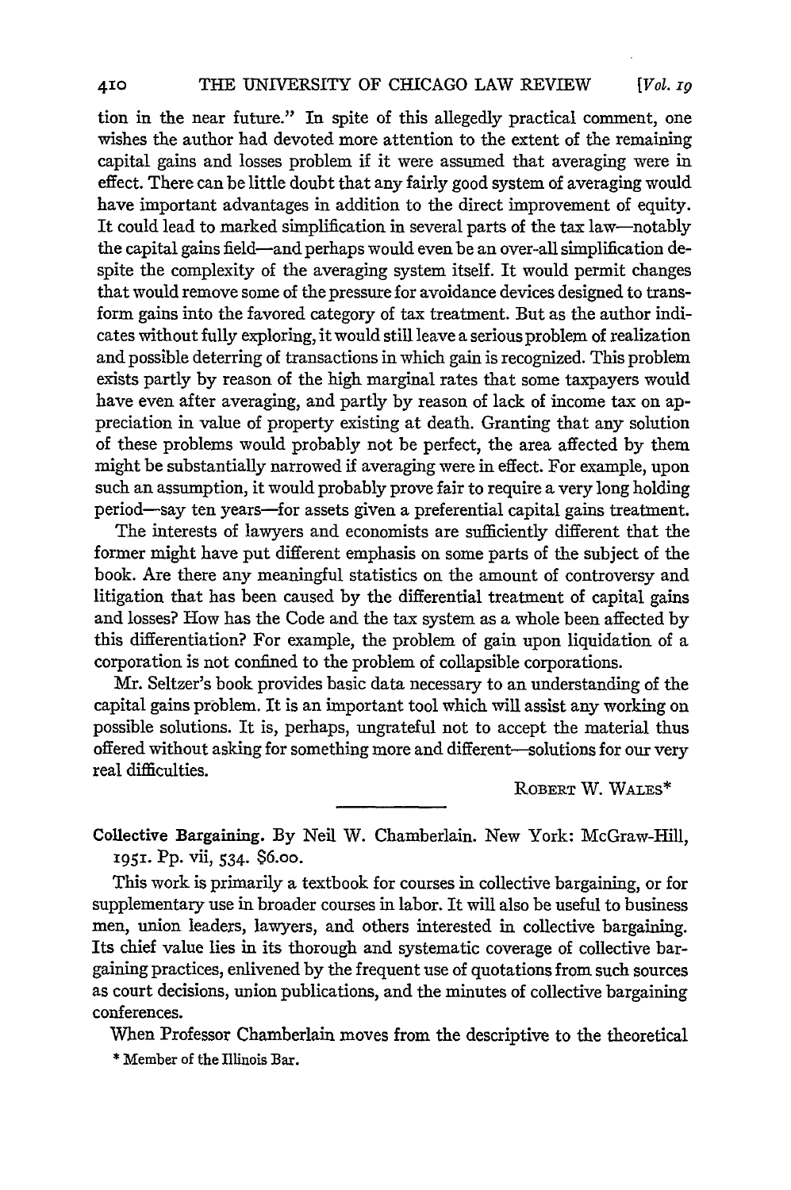tion in the near future." In spite of this allegedly practical comment, one wishes the author had devoted more attention to the extent of the remaining capital gains and losses problem if it were assumed that averaging were in effect. There can be little doubt that any fairly good system of averaging would have important advantages in addition to the direct improvement of equity. It could lead to marked simplification in several parts of the tax law—notably the capital gains field—and perhaps would even be an over-all simplification despite the complexity of the averaging system itself. It would permit changes that would remove some of the pressure for avoidance devices designed to transform gains into the favored category of tax treatment. But as the author indicates without fully exploring, it would still leave a serious problem of realization and possible deterring of transactions in which gain is recognized. This problem exists partly by reason of the high marginal rates that some taxpayers would have even after averaging, and partly by reason of lack of income tax on appreciation in value of property existing at death. Granting that any solution of these problems would probably not be perfect, the area affected by them might be substantially narrowed if averaging were in effect. For example, upon such an assumption, it would probably prove fair to require a very long holding period—say ten years—for assets given a preferential capital gains treatment.

The interests of lawyers and economists are sufficiently different that the former might have put different emphasis on some parts of the subject of the book. Are there any meaningful statistics on the amount of controversy and litigation that has been caused by the differential treatment of capital gains and losses? How has the Code and the tax system as a whole been affected by this differentiation? For example, the problem of gain upon liquidation of a corporation is not confined to the problem of collapsible corporations.

Mr. Seltzer's book provides basic data necessary to an understanding of the capital gains problem. It is an important tool which will assist any working on possible solutions. It is, perhaps, ungrateful not to accept the material thus offered without asking for something more and different—solutions for our very real difficulties.

ROBERT W. WALES*

---

**Collective Bargaining.** By Neil W. Chamberlain. New York: McGraw-Hill, 1951. Pp. vii, 534. $6.00.

This work is primarily a textbook for courses in collective bargaining, or for supplementary use in broader courses in labor. It will also be useful to business men, union leaders, lawyers, and others interested in collective bargaining. Its chief value lies in its thorough and systematic coverage of collective bargaining practices, enlivened by the frequent use of quotations from such sources as court decisions, union publications, and the minutes of collective bargaining conferences.

When Professor Chamberlain moves from the descriptive to the theoretical

* Member of the Illinois Bar.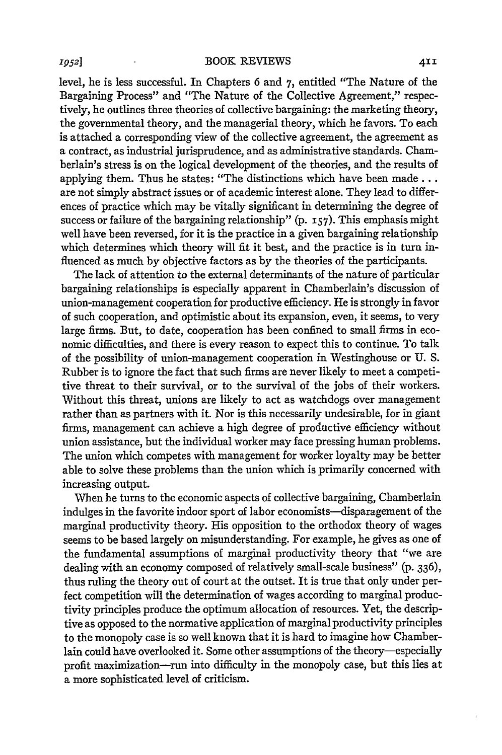level, he is less successful. In Chapters 6 and 7, entitled "The Nature of the Bargaining Process" and "The Nature of the Collective Agreement," respectively, he outlines three theories of collective bargaining: the marketing theory, the governmental theory, and the managerial theory, which he favors. To each is attached a corresponding view of the collective agreement, the agreement as a contract, as industrial jurisprudence, and as administrative standards. Chamberlain's stress is on the logical development of the theories, and the results of applying them. Thus he states: "The distinctions which have been made . . . are not simply abstract issues or of academic interest alone. They lead to differences of practice which may be vitally significant in determining the degree of success or failure of the bargaining relationship" (p. 157). This emphasis might well have been reversed, for it is the practice in a given bargaining relationship which determines which theory will fit it best, and the practice is in turn influenced as much by objective factors as by the theories of the participants.

The lack of attention to the external determinants of the nature of particular bargaining relationships is especially apparent in Chamberlain's discussion of union-management cooperation for productive efficiency. He is strongly in favor of such cooperation, and optimistic about its expansion, even, it seems, to very large firms. But, to date, cooperation has been confined to small firms in economic difficulties, and there is every reason to expect this to continue. To talk of the possibility of union-management cooperation in Westinghouse or U. S. Rubber is to ignore the fact that such firms are never likely to meet a competitive threat to their survival, or to the survival of the jobs of their workers. Without this threat, unions are likely to act as watchdogs over management rather than as partners with it. Nor is this necessarily undesirable, for in giant firms, management can achieve a high degree of productive efficiency without union assistance, but the individual worker may face pressing human problems. The union which competes with management for worker loyalty may be better able to solve these problems than the union which is primarily concerned with increasing output.

When he turns to the economic aspects of collective bargaining, Chamberlain indulges in the favorite indoor sport of labor economists—disparagement of the marginal productivity theory. His opposition to the orthodox theory of wages seems to be based largely on misunderstanding. For example, he gives as one of the fundamental assumptions of marginal productivity theory that "we are dealing with an economy composed of relatively small-scale business" (p. 336), thus ruling the theory out of court at the outset. It is true that only under perfect competition will the determination of wages according to marginal productivity principles produce the optimum allocation of resources. Yet, the descriptive as opposed to the normative application of marginal productivity principles to the monopoly case is so well known that it is hard to imagine how Chamberlain could have overlooked it. Some other assumptions of the theory—especially profit maximization—run into difficulty in the monopoly case, but this lies at a more sophisticated level of criticism.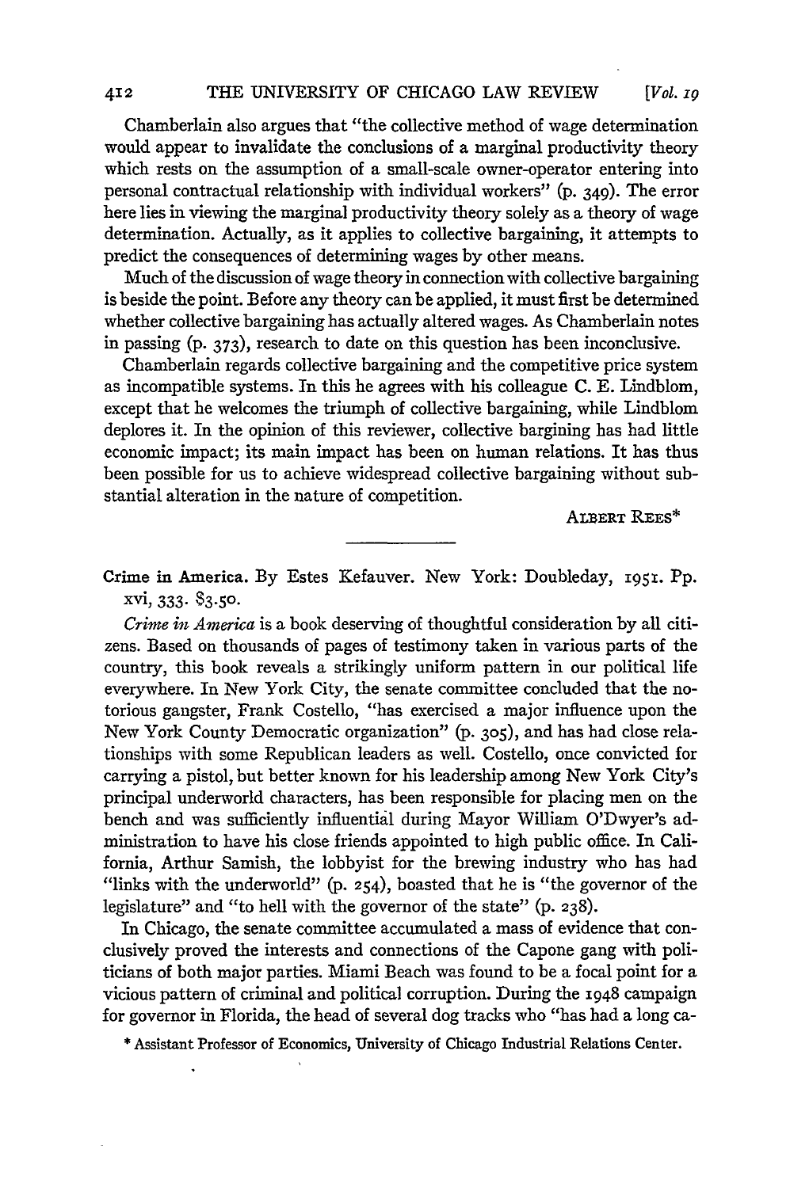Chamberlain also argues that "the collective method of wage determination would appear to invalidate the conclusions of a marginal productivity theory which rests on the assumption of a small-scale owner-operator entering into personal contractual relationship with individual workers" (p. 349). The error here lies in viewing the marginal productivity theory solely as a theory of wage determination. Actually, as it applies to collective bargaining, it attempts to predict the consequences of determining wages by other means.

Much of the discussion of wage theory in connection with collective bargaining is beside the point. Before any theory can be applied, it must first be determined whether collective bargaining has actually altered wages. As Chamberlain notes in passing (p. 373), research to date on this question has been inconclusive.

Chamberlain regards collective bargaining and the competitive price system as incompatible systems. In this he agrees with his colleague C. E. Lindblom, except that he welcomes the triumph of collective bargaining, while Lindblom deplores it. In the opinion of this reviewer, collective bargining has had little economic impact; its main impact has been on human relations. It has thus been possible for us to achieve widespread collective bargaining without substantial alteration in the nature of competition.

ALBERT REES*

---

Crime in America. By Estes Kefauver. New York: Doubleday, 1951. Pp. xvi, 333. $3.50.

*Crime in America* is a book deserving of thoughtful consideration by all citizens. Based on thousands of pages of testimony taken in various parts of the country, this book reveals a strikingly uniform pattern in our political life everywhere. In New York City, the senate committee concluded that the notorious gangster, Frank Costello, "has exercised a major influence upon the New York County Democratic organization" (p. 305), and has had close relationships with some Republican leaders as well. Costello, once convicted for carrying a pistol, but better known for his leadership among New York City's principal underworld characters, has been responsible for placing men on the bench and was sufficiently influential during Mayor William O'Dwyer's administration to have his close friends appointed to high public office. In California, Arthur Samish, the lobbyist for the brewing industry who has had "links with the underworld" (p. 254), boasted that he is "the governor of the legislature" and "to hell with the governor of the state" (p. 238).

In Chicago, the senate committee accumulated a mass of evidence that conclusively proved the interests and connections of the Capone gang with politicians of both major parties. Miami Beach was found to be a focal point for a vicious pattern of criminal and political corruption. During the 1948 campaign for governor in Florida, the head of several dog tracks who "has had a long ca-

\* Assistant Professor of Economics, University of Chicago Industrial Relations Center.